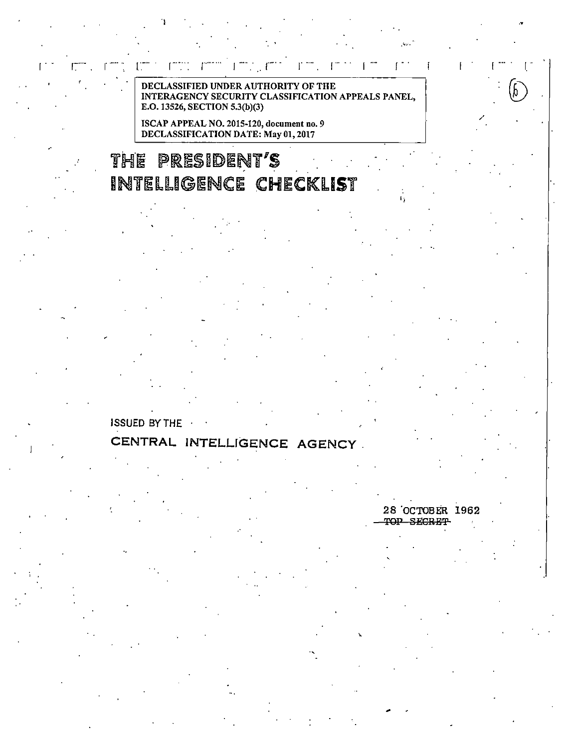DECLASSIFIED UNDER AUTHORITY OF THE
INTERAGENCY SECURITY CLASSIFICATION APPEALS PANEL,
E.O. 13526, SECTION 5.3(b)(3)

ISCAP APPEAL NO. 2015-120, document no. 9
DECLASSIFICATION DATE: May 01, 2017

# THE PRESIDENT'S INTELLIGENCE CHECKLIST

ISSUED BY THE

CENTRAL INTELLIGENCE AGENCY

28 OCTOBER 1962

~~TOP SECRET~~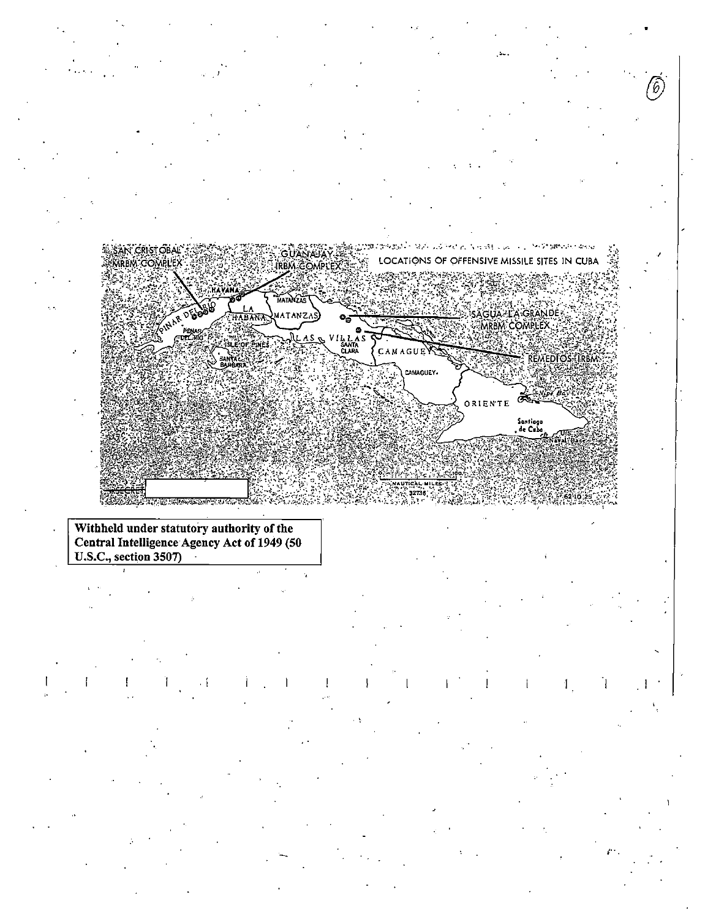SAN CRISTOBAL MRBM COMPLEX

GUANAJAY IRBM COMPLEX

LOCATIONS OF OFFENSIVE MISSILE SITES IN CUBA

SAGUA LA GRANDE MRBM COMPLEX

REMEDIOS IRBM

SECRET

Withheld under statutory authority of the Central Intelligence Agency Act of 1949 (50 U.S.C., section 3507)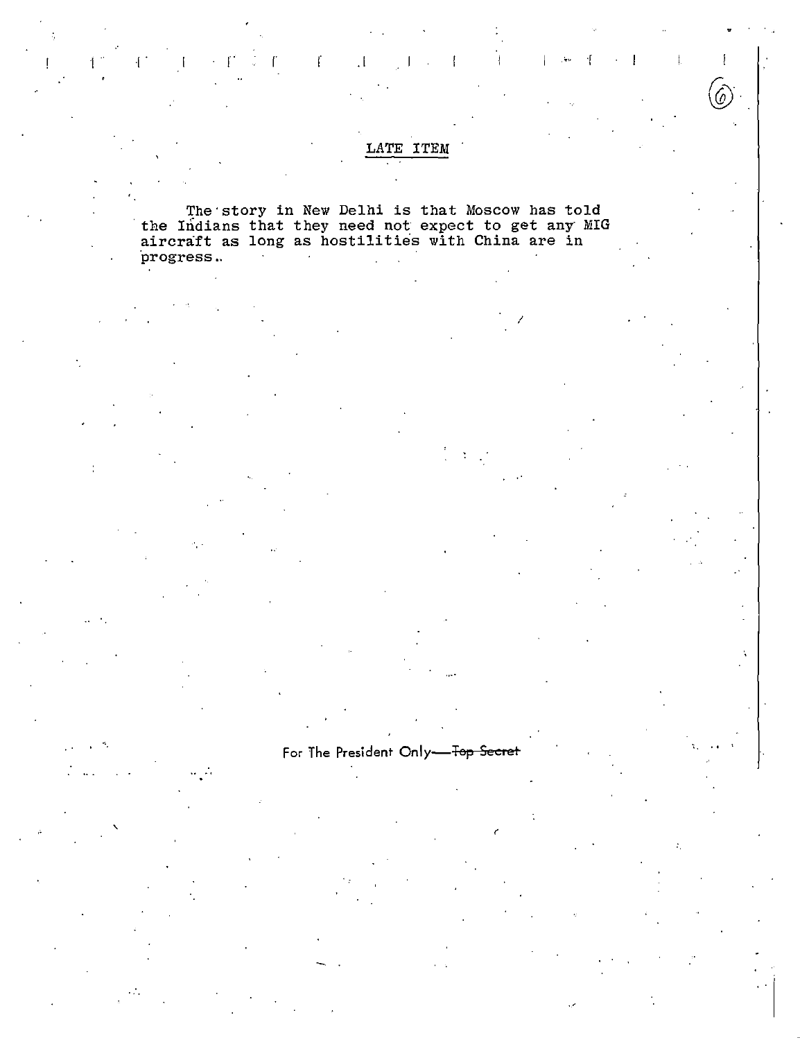## LATE ITEM

The story in New Delhi is that Moscow has told the Indians that they need not expect to get any MIG aircraft as long as hostilities with China are in progress.

For The President Only—~~Top Secret~~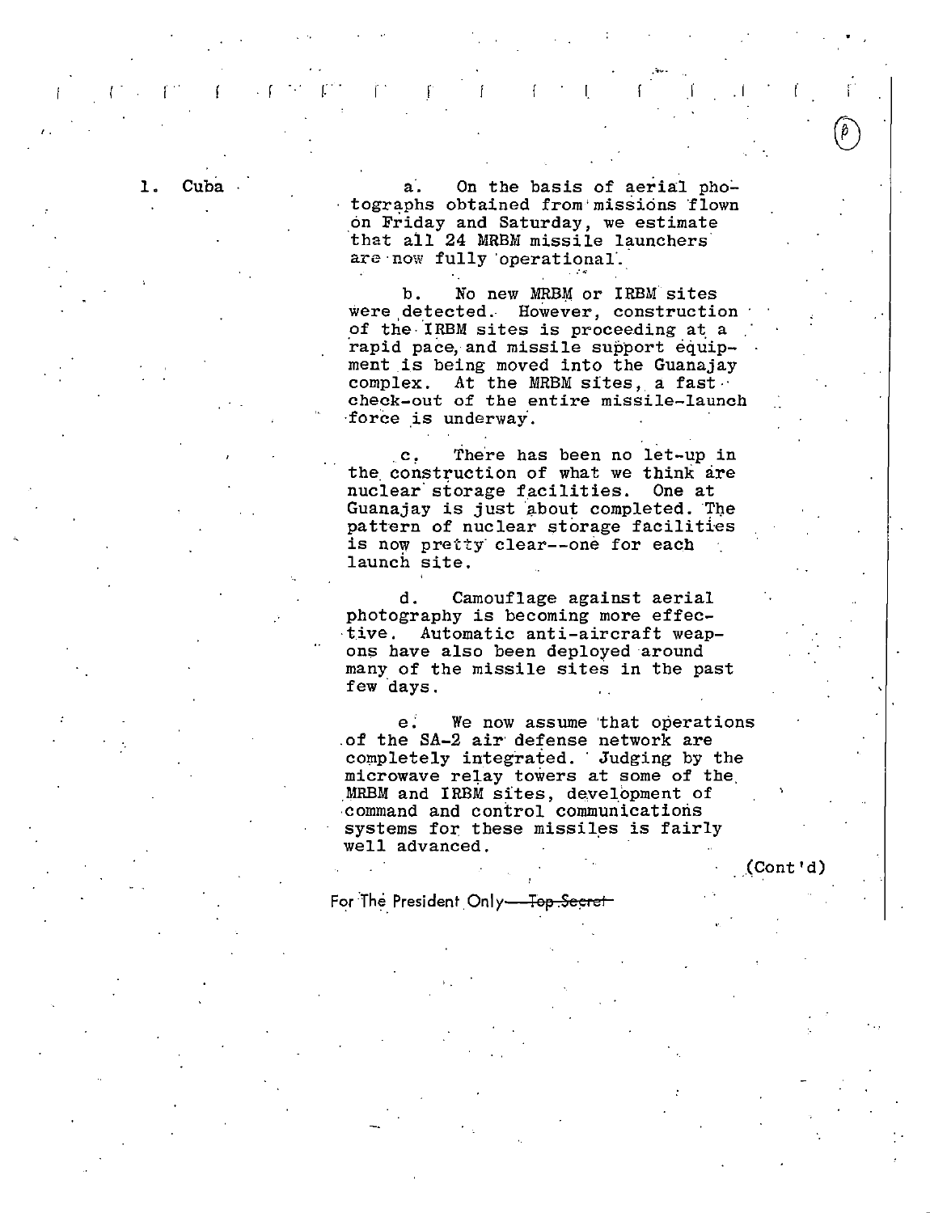1. Cuba

a. On the basis of aerial photographs obtained from missions flown on Friday and Saturday, we estimate that all 24 MRBM missile launchers are now fully operational.

b. No new MRBM or IRBM sites were detected. However, construction of the IRBM sites is proceeding at a rapid pace, and missile support equipment is being moved into the Guanajay complex. At the MRBM sites, a fast check-out of the entire missile-launch force is underway.

c. There has been no let-up in the construction of what we think are nuclear storage facilities. One at Guanajay is just about completed. The pattern of nuclear storage facilities is now pretty clear--one for each launch site.

d. Camouflage against aerial photography is becoming more effective. Automatic anti-aircraft weapons have also been deployed around many of the missile sites in the past few days.

e. We now assume that operations of the SA-2 air defense network are completely integrated. Judging by the microwave relay towers at some of the MRBM and IRBM sites, development of command and control communications systems for these missiles is fairly well advanced.

(Cont'd)

For The President Only—~~Top Secret~~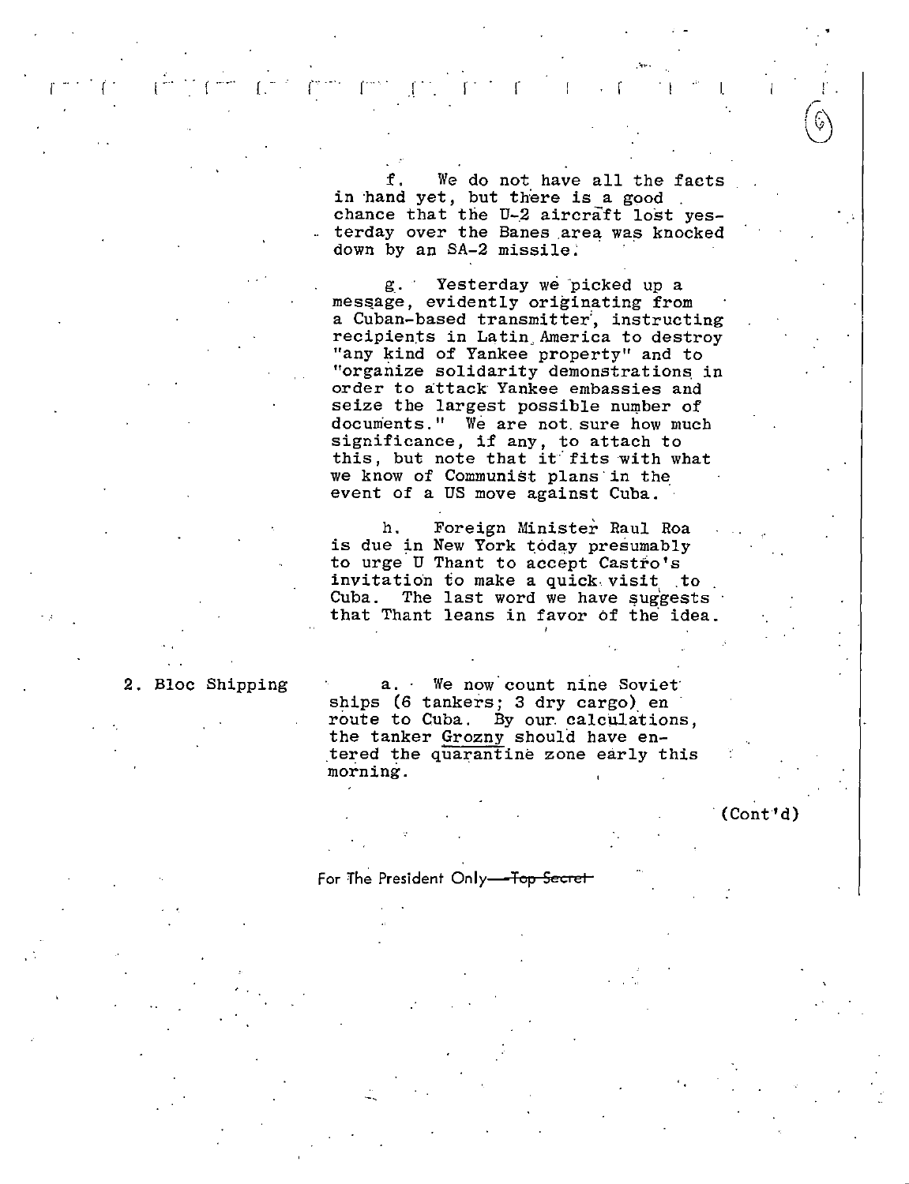f. We do not have all the facts in hand yet, but there is a good chance that the U-2 aircraft lost yesterday over the Banes area was knocked down by an SA-2 missile.

g. Yesterday we picked up a message, evidently originating from a Cuban-based transmitter, instructing recipients in Latin America to destroy "any kind of Yankee property" and to "organize solidarity demonstrations in order to attack Yankee embassies and seize the largest possible number of documents." We are not sure how much significance, if any, to attach to this, but note that it fits with what we know of Communist plans in the event of a US move against Cuba.

h. Foreign Minister Raul Roa is due in New York today presumably to urge U Thant to accept Castro's invitation to make a quick visit to Cuba. The last word we have suggests that Thant leans in favor of the idea.

2. Bloc Shipping

a. We now count nine Soviet ships (6 tankers; 3 dry cargo) en route to Cuba. By our calculations, the tanker Grozny should have entered the quarantine zone early this morning.

(Cont'd)

For The President Only—~~Top Secret~~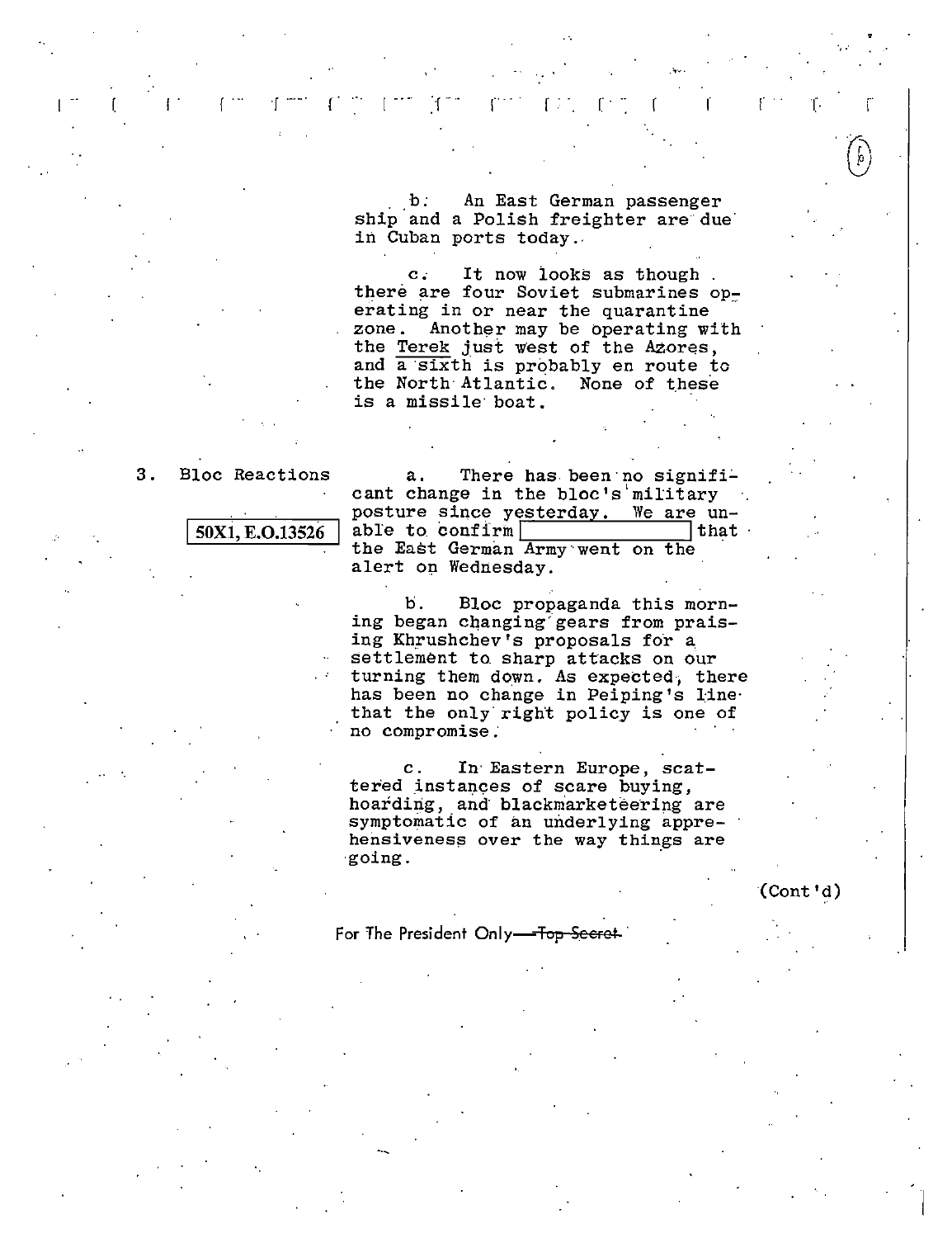b. An East German passenger ship and a Polish freighter are due in Cuban ports today.

c. It now looks as though there are four Soviet submarines operating in or near the quarantine zone. Another may be operating with the Terek just west of the Azores, and a sixth is probably en route to the North Atlantic. None of these is a missile boat.

3. Bloc Reactions

50X1, E.O.13526

a. There has been no significant change in the bloc's military posture since yesterday. We are unable to confirm [ ] that the East German Army went on the alert on Wednesday.

b. Bloc propaganda this morning began changing gears from praising Khrushchev's proposals for a settlement to sharp attacks on our turning them down. As expected, there has been no change in Peiping's line that the only right policy is one of no compromise.

c. In Eastern Europe, scattered instances of scare buying, hoarding, and blackmarketeering are symptomatic of an underlying apprehensiveness over the way things are going.

(Cont'd)

For The President Only—~~Top Secret~~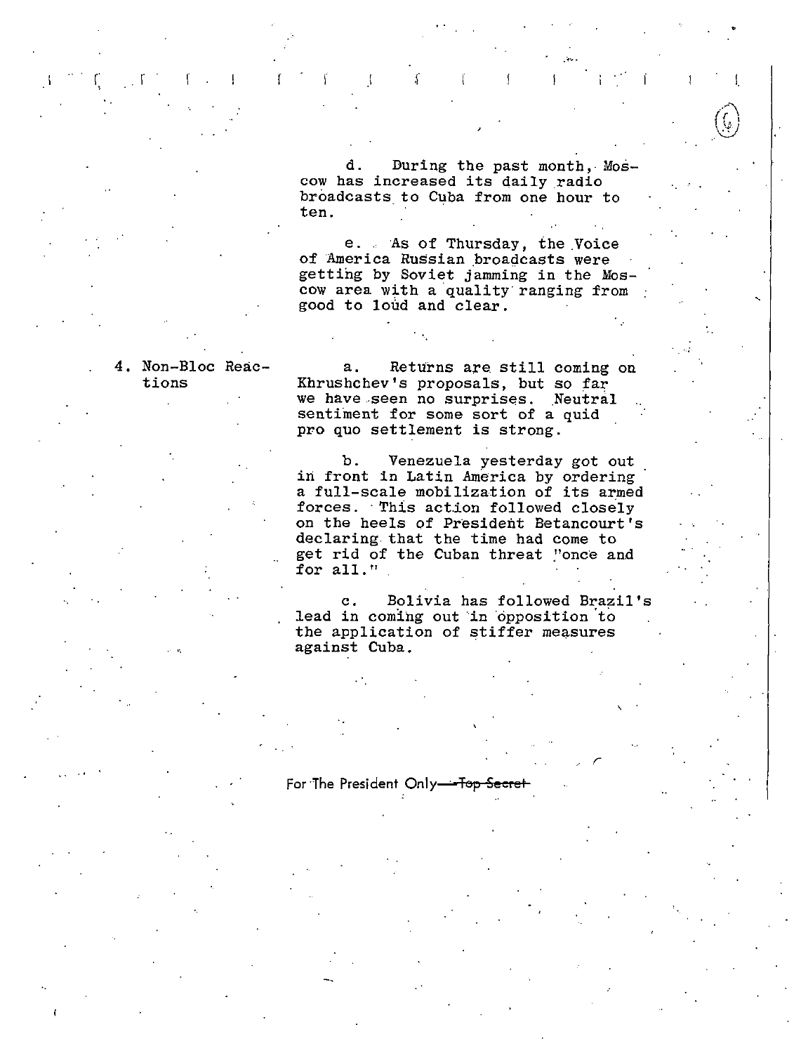d. During the past month, Moscow has increased its daily radio broadcasts to Cuba from one hour to ten.

e. As of Thursday, the Voice of America Russian broadcasts were getting by Soviet jamming in the Moscow area with a quality ranging from good to loud and clear.

4. Non-Bloc Reactions

a. Returns are still coming on Khrushchev's proposals, but so far we have seen no surprises. Neutral sentiment for some sort of a quid pro quo settlement is strong.

b. Venezuela yesterday got out in front in Latin America by ordering a full-scale mobilization of its armed forces. This action followed closely on the heels of President Betancourt's declaring that the time had come to get rid of the Cuban threat "once and for all."

c. Bolivia has followed Brazil's lead in coming out in opposition to the application of stiffer measures against Cuba.

For The President Only—~~Top Secret~~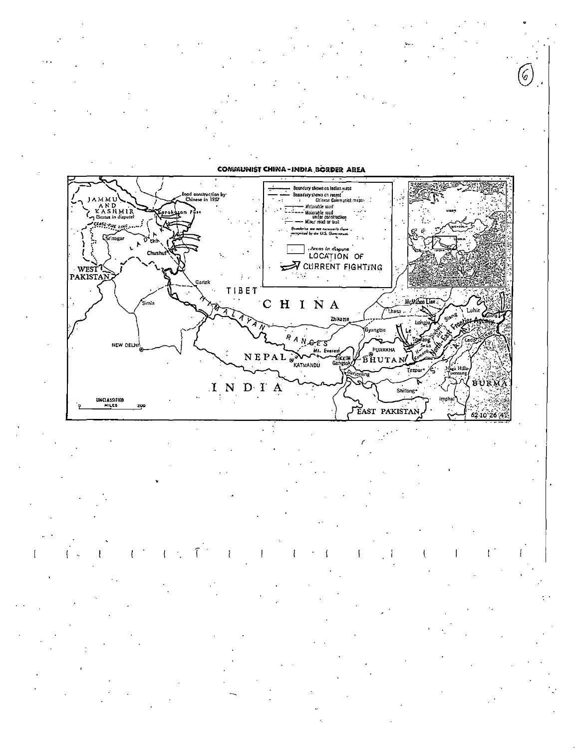COMMUNIST CHINA - INDIA BORDER AREA

Boundary shown on Indian maps
Boundary shown on recent Chinese Communist maps
Motorable road
Motorable road under construction
Minor road or trail
*Boundaries are not necessarily those recognized by the U.S. Government.*

Areas in dispute
LOCATION OF CURRENT FIGHTING

JAMMU AND KASHMIR (Status in dispute)
Road construction by Chinese in 1957
Karakoram Pass
CEASE-FIRE LINE
Srinagar
LADAKH
Leh
Chushul
WEST PAKISTAN
Gartok
TIBET
Simla
HIMALAYAN RANGES
CHINA
Zhikatse
Lhasa
McMahon Line
Longju
Gyangtse
Le
Towang
Se La
Subansiri
Kameng
Siang
Luhit
North-East Frontier Agency
Walong
Ledo
NEW DELHI
NEPAL
Mt. Everest
KATMANDU
SIKKIM
Gangtok
PUNAKHA
BHUTAN
Darjeeling
Tezpur
ASSAM
Naga Hills-Tuensang
BURMA
Shillong
Imphal
INDIA
EAST PAKISTAN
UNCLASSIFIED
MILES 0 200
62-10 26 4

USSR
MONGOLIA
CHINA
INDIA
INDONESIA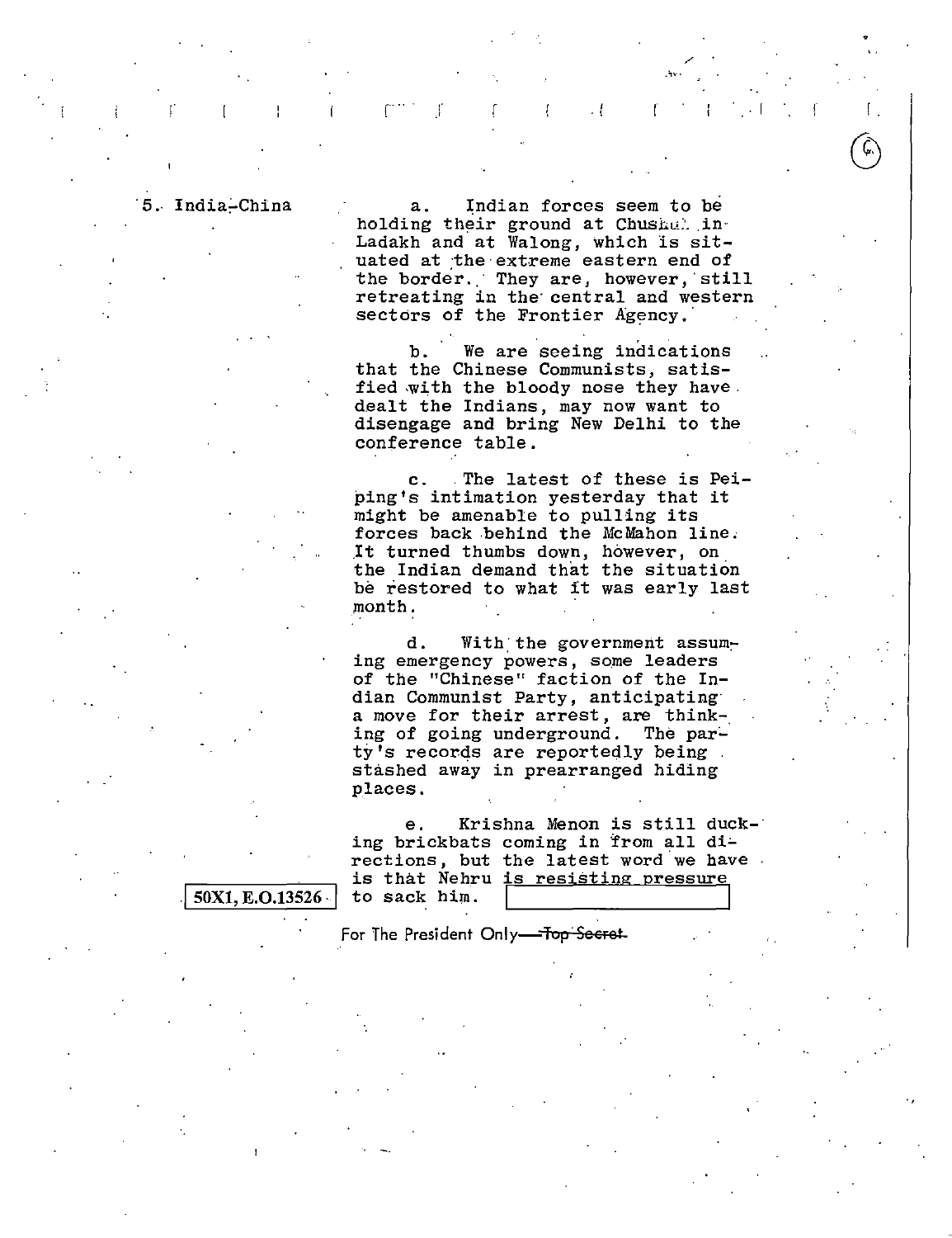5. India-China

a. Indian forces seem to be holding their ground at Chushul in Ladakh and at Walong, which is situated at the extreme eastern end of the border. They are, however, still retreating in the central and western sectors of the Frontier Agency.

b. We are seeing indications that the Chinese Communists, satisfied with the bloody nose they have dealt the Indians, may now want to disengage and bring New Delhi to the conference table.

c. The latest of these is Peiping's intimation yesterday that it might be amenable to pulling its forces back behind the McMahon line. It turned thumbs down, however, on the Indian demand that the situation be restored to what it was early last month.

d. With the government assuming emergency powers, some leaders of the "Chinese" faction of the Indian Communist Party, anticipating a move for their arrest, are thinking of going underground. The party's records are reportedly being stashed away in prearranged hiding places.

e. Krishna Menon is still ducking brickbats coming in from all directions, but the latest word we have is that Nehru is resisting pressure to sack him.

50X1, E.O.13526

For The President Only—~~Top Secret~~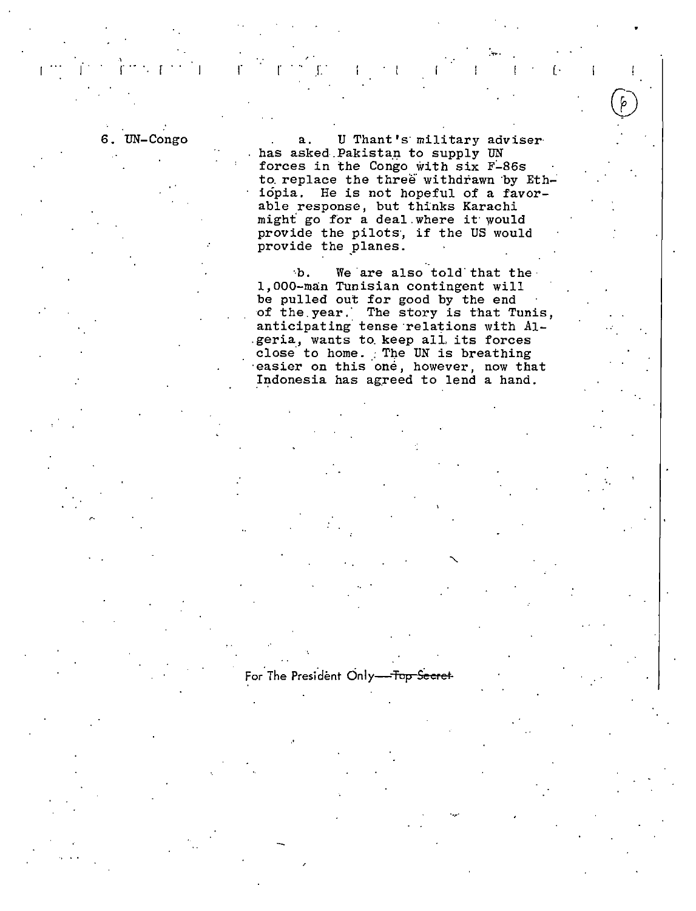6. UN-Congo

a. U Thant's military adviser has asked Pakistan to supply UN forces in the Congo with six F-86s to replace the three withdrawn by Ethiopia. He is not hopeful of a favorable response, but thinks Karachi might go for a deal where it would provide the pilots, if the US would provide the planes.

b. We are also told that the 1,000-man Tunisian contingent will be pulled out for good by the end of the year. The story is that Tunis, anticipating tense relations with Algeria, wants to keep all its forces close to home. The UN is breathing easier on this one, however, now that Indonesia has agreed to lend a hand.

For The President Only—~~Top Secret~~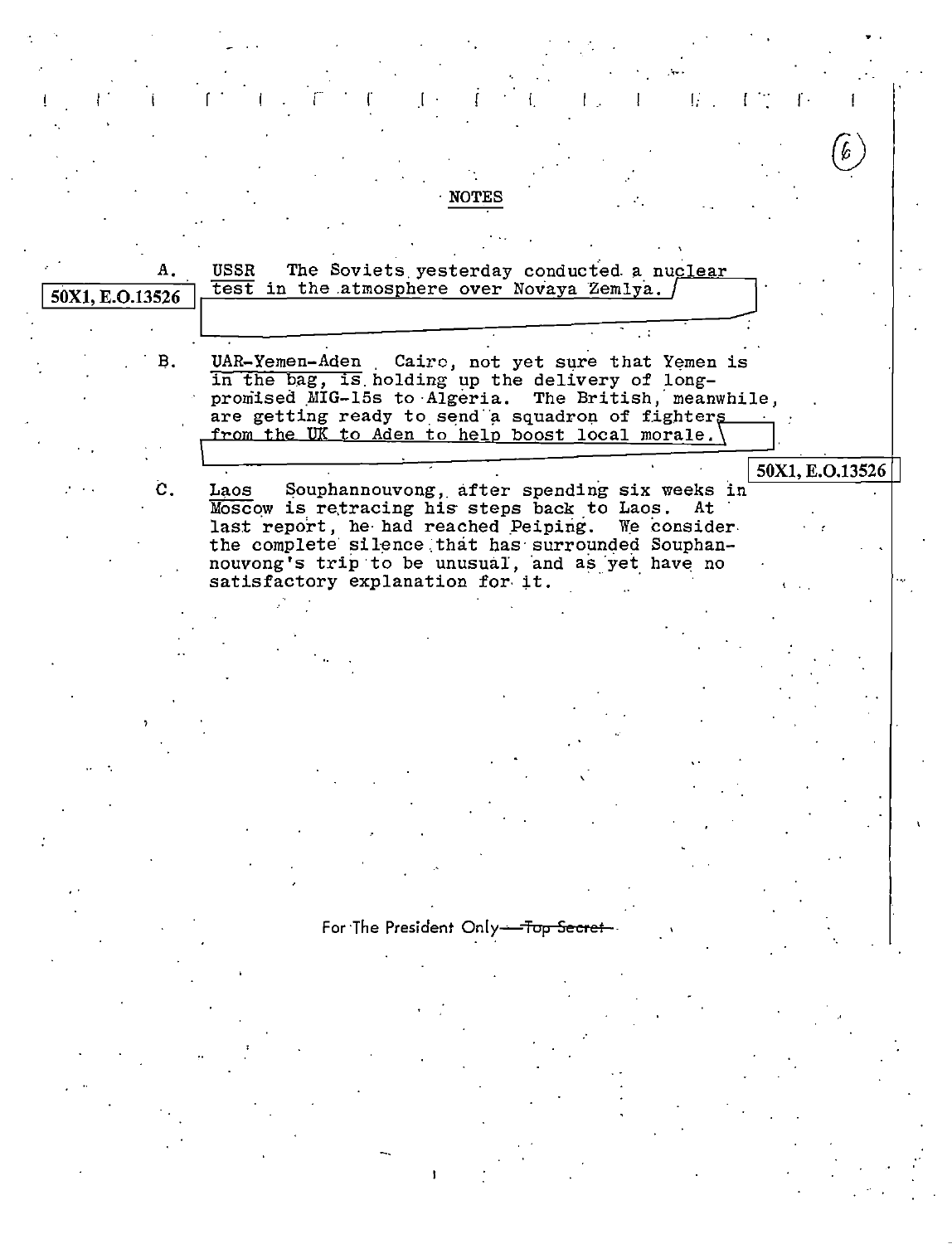## NOTES

A. USSR The Soviets yesterday conducted a nuclear test in the atmosphere over Novaya Zemlya.

50X1, E.O.13526

B. UAR-Yemen-Aden Cairo, not yet sure that Yemen is in the bag, is holding up the delivery of long-promised MIG-15s to Algeria. The British, meanwhile, are getting ready to send a squadron of fighters from the UK to Aden to help boost local morale.

50X1, E.O.13526

C. Laos Souphannouvong, after spending six weeks in Moscow is retracing his steps back to Laos. At last report, he had reached Peiping. We consider the complete silence that has surrounded Souphannouvong's trip to be unusual, and as yet have no satisfactory explanation for it.

For The President Only ~~Top Secret~~